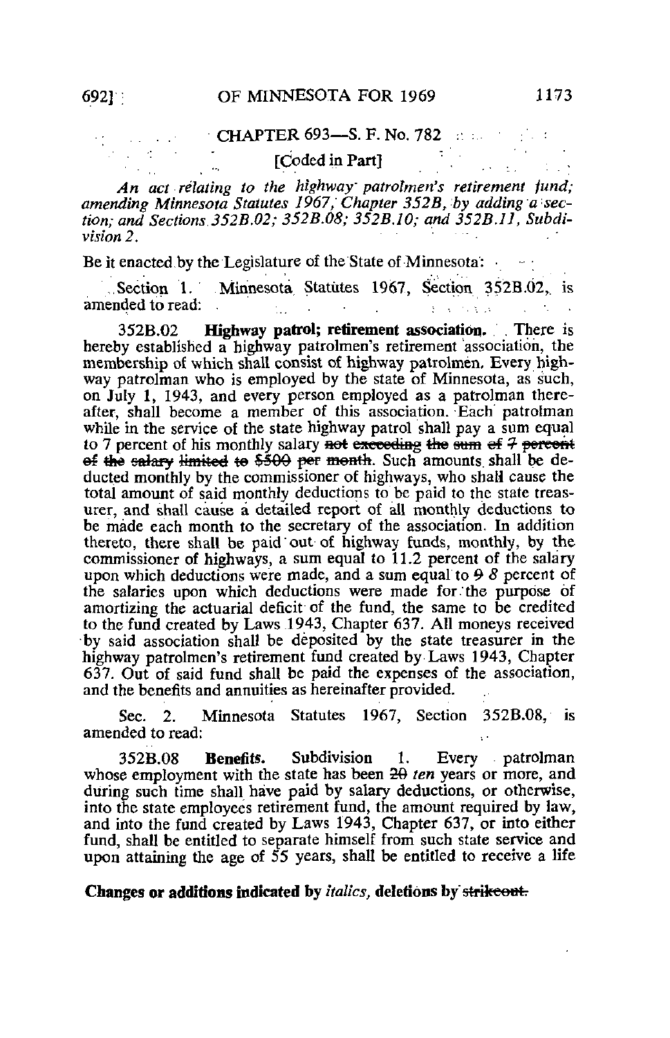## CHAPTER 693—S. F. No. 782

[Coded in Part]

*An act relating to the highway patrolmen's retirement fund; amending Minnesota Statutes 1967, Chapter 352B, by adding a section; and Sections 352B.02; 352B.08; 352B.10; and 352B.11, Subdivision 2.*

Be it enacted by the Legislature of the State of Minnesota:

Section 1. Minnesota Statutes 1967, Section 352B.02, is amended to read:

352B.02 **Highway patrol; retirement association.** There is hereby established a highway patrolmen's retirement association, the membership of which shall consist of highway patrolmen. Every highway patrolman who is employed by the state of Minnesota, as such, on July 1, 1943, and every person employed as a patrolman thereafter, shall become a member of this association. Each patrolman while in the service of the state highway patrol shall pay a sum equal to 7 percent of his monthly salary ~~not exceeding the sum of 7 percent of the salary limited to $500~~ per ~~month~~. Such amounts shall be deducted monthly by the commissioner of highways, who shall cause the total amount of said monthly deductions to be paid to the state treasurer, and shall cause a detailed report of all monthly deductions to be made each month to the secretary of the association. In addition thereto, there shall be paid out of highway funds, monthly, by the commissioner of highways, a sum equal to 11.2 percent of the salary upon which deductions were made, and a sum equal to ~~9~~ *8* percent of the salaries upon which deductions were made for the purpose of amortizing the actuarial deficit of the fund, the same to be credited to the fund created by Laws 1943, Chapter 637. All moneys received by said association shall be deposited by the state treasurer in the highway patrolmen's retirement fund created by Laws 1943, Chapter 637. Out of said fund shall be paid the expenses of the association, and the benefits and annuities as hereinafter provided.

Sec. 2. Minnesota Statutes 1967, Section 352B.08, is amended to read:

352B.08 **Benefits.** Subdivision 1. Every patrolman whose employment with the state has been ~~20~~ *ten* years or more, and during such time shall have paid by salary deductions, or otherwise, into the state employees retirement fund, the amount required by law, and into the fund created by Laws 1943, Chapter 637, or into either fund, shall be entitled to separate himself from such state service and upon attaining the age of 55 years, shall be entitled to receive a life

**Changes or additions indicated by *italics*, deletions by ~~strikeout~~.**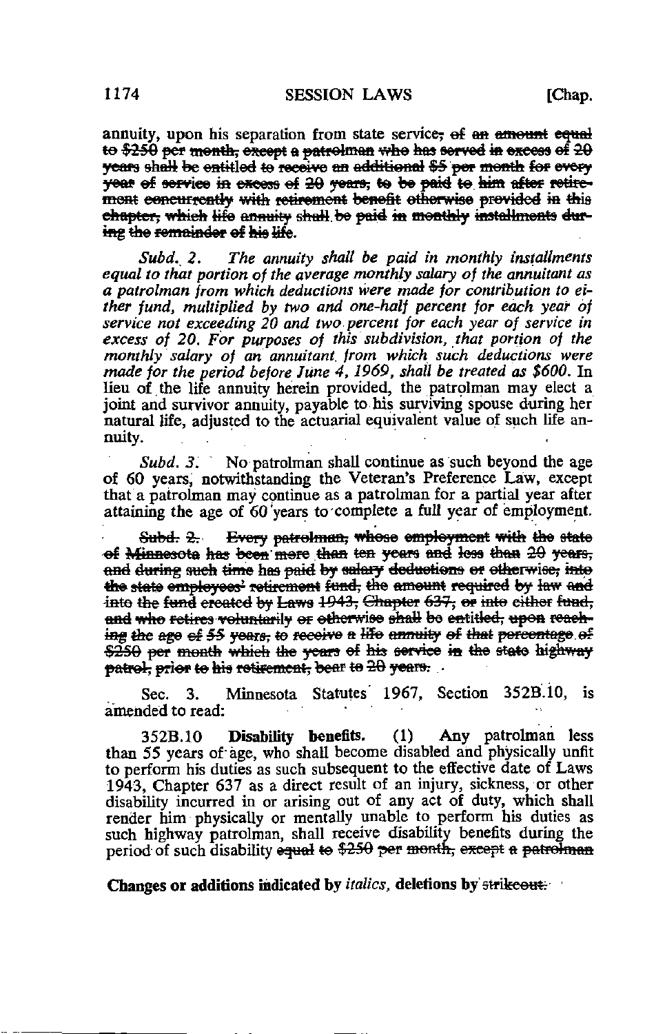annuity, upon his separation from state service~~; of an amount equal to $250 per month, except a patrolman who has served in excess of 20 years shall be entitled to receive an additional $5 per month for every year of service in excess of 20 years, to be paid to him after retirement concurrently with retirement benefit otherwise provided in this chapter, which life annuity shall be paid in monthly installments during the remainder of his life~~.

*Subd. 2. The annuity shall be paid in monthly installments equal to that portion of the average monthly salary of the annuitant as a patrolman from which deductions were made for contribution to either fund, multiplied by two and one-half percent for each year of service not exceeding 20 and two percent for each year of service in excess of 20. For purposes of this subdivision, that portion of the monthly salary of an annuitant from which such deductions were made for the period before June 4, 1969, shall be treated as $600.* In lieu of the life annuity herein provided, the patrolman may elect a joint and survivor annuity, payable to his surviving spouse during her natural life, adjusted to the actuarial equivalent value of such life annuity.

*Subd. 3.* No patrolman shall continue as such beyond the age of 60 years, notwithstanding the Veteran's Preference Law, except that a patrolman may continue as a patrolman for a partial year after attaining the age of 60 years to complete a full year of employment.

~~Subd. 2. Every patrolman, whose employment with the state of Minnesota has been more than ten years and less than 20 years, and during such time has paid by salary deductions or otherwise, into the state employees' retirement fund, the amount required by law and into the fund created by Laws 1943, Chapter 637, or into either fund, and who retires voluntarily or otherwise shall be entitled, upon reaching the age of 55 years, to receive a life annuity of that percentage of $250 per month which the years of his service in the state highway patrol, prior to his retirement, bear to 20 years.~~

Sec. 3. Minnesota Statutes 1967, Section 352B.10, is amended to read:

352B.10 **Disability benefits.** (1) Any patrolman less than 55 years of age, who shall become disabled and physically unfit to perform his duties as such subsequent to the effective date of Laws 1943, Chapter 637 as a direct result of an injury, sickness, or other disability incurred in or arising out of any act of duty, which shall render him physically or mentally unable to perform his duties as such highway patrolman, shall receive disability benefits during the period of such disability ~~equal to $250 per month, except a patrolman~~

**Changes or additions indicated by** *italics*, **deletions by** ~~strikeout.~~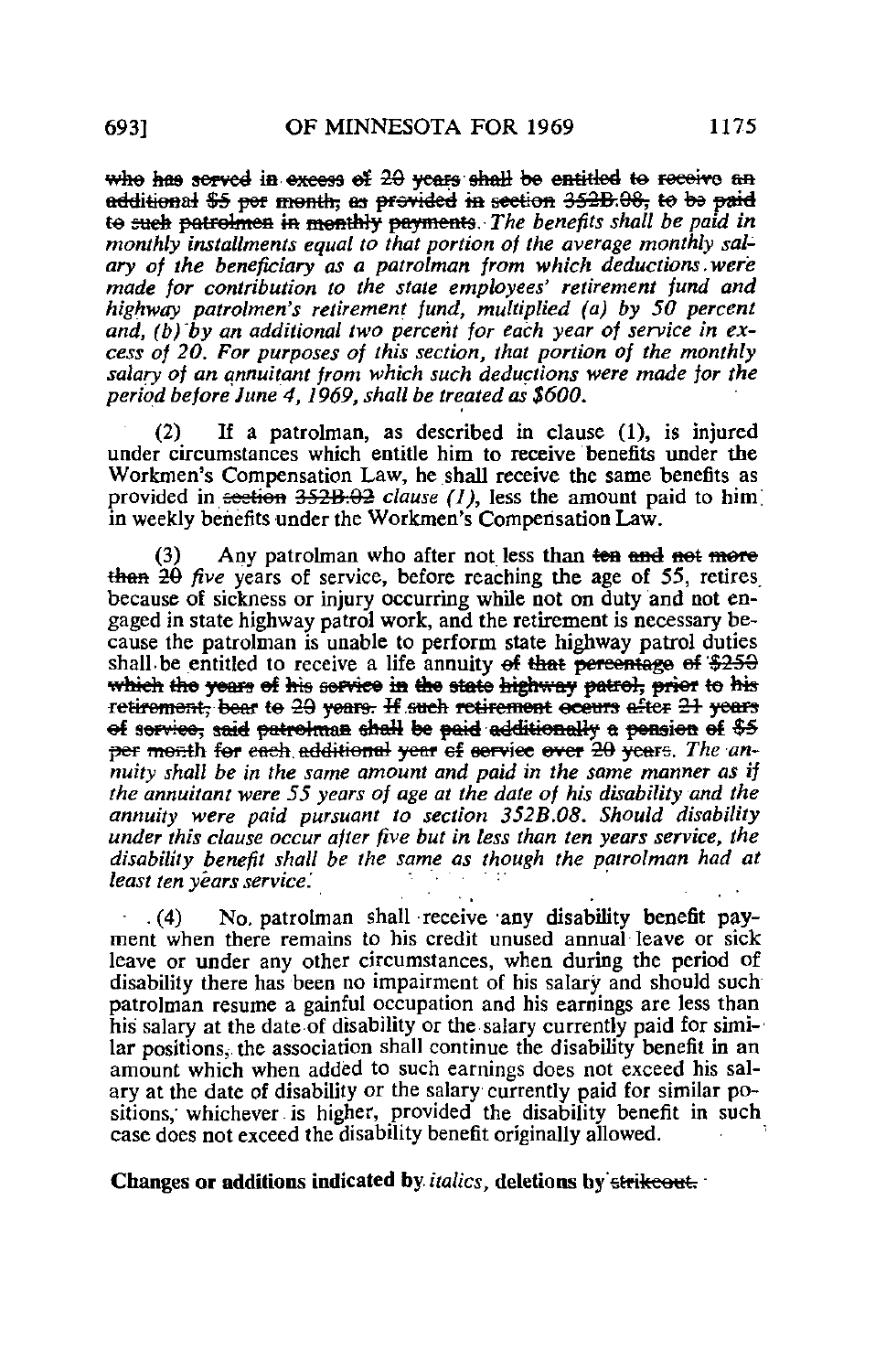~~who has served in excess of 20 years shall be entitled to receive an additional $5 per month, as provided in section 352B.08, to be paid to such patrolmen in monthly payments.~~ *The benefits shall be paid in monthly installments equal to that portion of the average monthly salary of the beneficiary as a patrolman from which deductions were made for contribution to the state employees' retirement fund and highway patrolmen's retirement fund, multiplied (a) by 50 percent and, (b) by an additional two percent for each year of service in excess of 20. For purposes of this section, that portion of the monthly salary of an annuitant from which such deductions were made for the period before June 4, 1969, shall be treated as $600.*

(2) If a patrolman, as described in clause (1), is injured under circumstances which entitle him to receive benefits under the Workmen's Compensation Law, he shall receive the same benefits as provided in ~~section 352B.02~~ *clause (1)*, less the amount paid to him in weekly benefits under the Workmen's Compensation Law.

(3) Any patrolman who after not less than ~~ten and not more than 20~~ *five* years of service, before reaching the age of 55, retires because of sickness or injury occurring while not on duty and not engaged in state highway patrol work, and the retirement is necessary because the patrolman is unable to perform state highway patrol duties shall be entitled to receive a life annuity ~~of that percentage of $250 which the years of his service in the state highway patrol, prior to his retirement, bear to 20 years. If such retirement occurs after 21 years of service, said patrolman shall be paid additionally a pension of $5 per month for each additional year of service over 20 years~~. *The annuity shall be in the same amount and paid in the same manner as if the annuitant were 55 years of age at the date of his disability and the annuity were paid pursuant to section 352B.08. Should disability under this clause occur after five but in less than ten years service, the disability benefit shall be the same as though the patrolman had at least ten years service.*

(4) No patrolman shall receive any disability benefit payment when there remains to his credit unused annual leave or sick leave or under any other circumstances, when during the period of disability there has been no impairment of his salary and should such patrolman resume a gainful occupation and his earnings are less than his salary at the date of disability or the salary currently paid for similar positions, the association shall continue the disability benefit in an amount which when added to such earnings does not exceed his salary at the date of disability or the salary currently paid for similar positions, whichever is higher, provided the disability benefit in such case does not exceed the disability benefit originally allowed.

**Changes or additions indicated by *italics*, deletions by ~~strikeout.~~**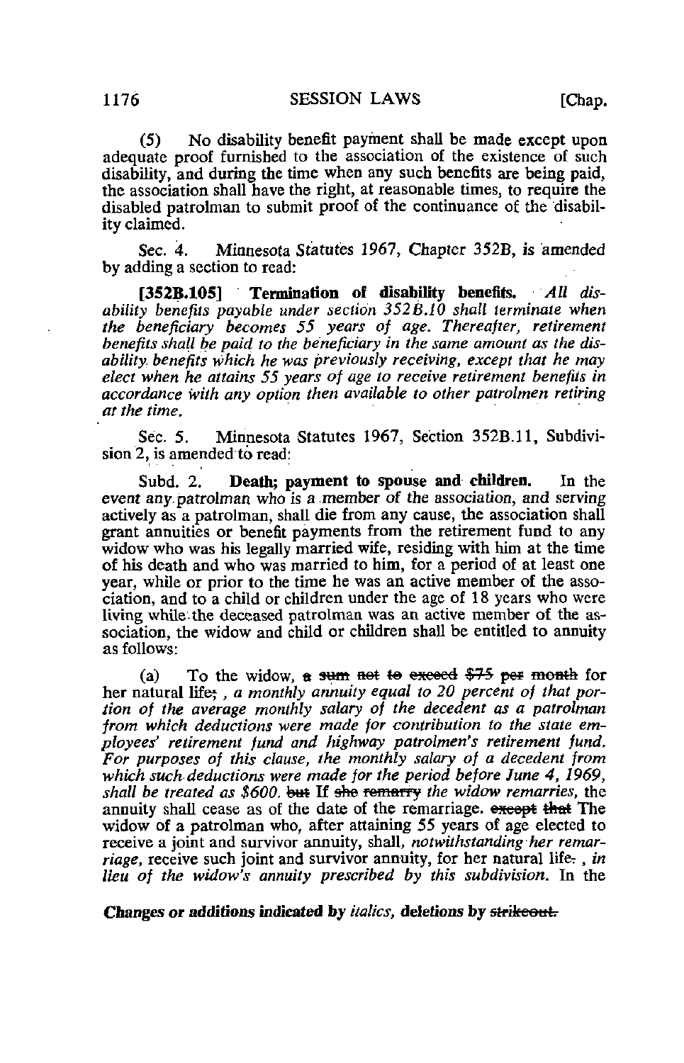(5) No disability benefit payment shall be made except upon adequate proof furnished to the association of the existence of such disability, and during the time when any such benefits are being paid, the association shall have the right, at reasonable times, to require the disabled patrolman to submit proof of the continuance of the disability claimed.

Sec. 4. Minnesota Statutes 1967, Chapter 352B, is amended by adding a section to read:

**[352B.105] Termination of disability benefits.** *All disability benefits payable under section 352B.10 shall terminate when the beneficiary becomes 55 years of age. Thereafter, retirement benefits shall be paid to the beneficiary in the same amount as the disability benefits which he was previously receiving, except that he may elect when he attains 55 years of age to receive retirement benefits in accordance with any option then available to other patrolmen retiring at the time.*

Sec. 5. Minnesota Statutes 1967, Section 352B.11, Subdivision 2, is amended to read:

Subd. 2. **Death; payment to spouse and children.** In the event any patrolman who is a member of the association, and serving actively as a patrolman, shall die from any cause, the association shall grant annuities or benefit payments from the retirement fund to any widow who was his legally married wife, residing with him at the time of his death and who was married to him, for a period of at least one year, while or prior to the time he was an active member of the association, and to a child or children under the age of 18 years who were living while the deceased patrolman was an active member of the association, the widow and child or children shall be entitled to annuity as follows:

(a) To the widow, ~~a sum not to exceed $75 per month~~ for her natural life~~;~~ *, a monthly annuity equal to 20 percent of that portion of the average monthly salary of the decedent as a patrolman from which deductions were made for contribution to the state employees' retirement fund and highway patrolmen's retirement fund. For purposes of this clause, the monthly salary of a decedent from which such deductions were made for the period before June 4, 1969, shall be treated as $600.* ~~but~~ *If* ~~she remarry~~ *the widow remarries,* the annuity shall cease as of the date of the remarriage. ~~except that~~ *The* widow of a patrolman who, after attaining 55 years of age elected to receive a joint and survivor annuity, shall, *notwithstanding her remarriage,* receive such joint and survivor annuity, for her natural life~~.~~ *, in lieu of the widow's annuity prescribed by this subdivision.* In the

**Changes or additions indicated by *italics*, deletions by ~~strikeout.~~**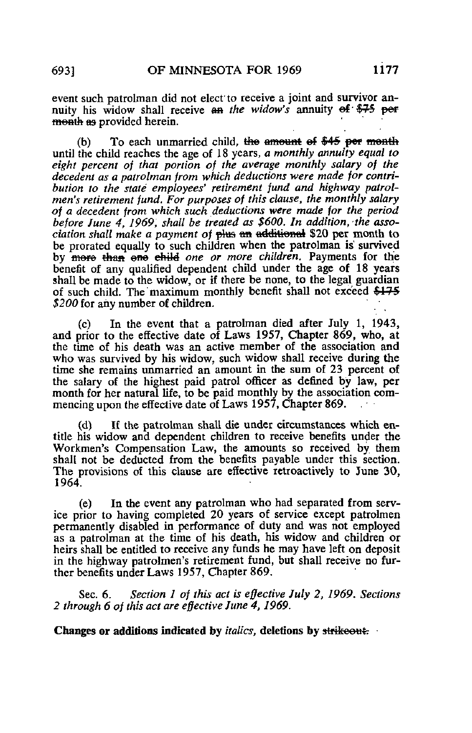event such patrolman did not elect to receive a joint and survivor annuity his widow shall receive ~~an~~ *the widow's* annuity ~~of $75 per month as~~ provided herein.

(b) To each unmarried child, ~~the amount of $45 per month~~ until the child reaches the age of 18 years, *a monthly annuity equal to eight percent of that portion of the average monthly salary of the decedent as a patrolman from which deductions were made for contribution to the state employees' retirement fund and highway patrolmen's retirement fund. For purposes of this clause, the monthly salary of a decedent from which such deductions were made for the period before June 4, 1969, shall be treated as $600. In addition, the association shall make a payment of* ~~plus an additional~~ $20 per month to be prorated equally to such children when the patrolman is survived by ~~more than one child~~ *one or more children*. Payments for the benefit of any qualified dependent child under the age of 18 years shall be made to the widow, or if there be none, to the legal guardian of such child. The maximum monthly benefit shall not exceed ~~$175~~ *$200* for any number of children.

(c) In the event that a patrolman died after July 1, 1943, and prior to the effective date of Laws 1957, Chapter 869, who, at the time of his death was an active member of the association and who was survived by his widow, such widow shall receive during the time she remains unmarried an amount in the sum of 23 percent of the salary of the highest paid patrol officer as defined by law, per month for her natural life, to be paid monthly by the association commencing upon the effective date of Laws 1957, Chapter 869.

(d) If the patrolman shall die under circumstances which entitle his widow and dependent children to receive benefits under the Workmen's Compensation Law, the amounts so received by them shall not be deducted from the benefits payable under this section. The provisions of this clause are effective retroactively to June 30, 1964.

(e) In the event any patrolman who had separated from service prior to having completed 20 years of service except patrolmen permanently disabled in performance of duty and was not employed as a patrolman at the time of his death, his widow and children or heirs shall be entitled to receive any funds he may have left on deposit in the highway patrolmen's retirement fund, but shall receive no further benefits under Laws 1957, Chapter 869.

Sec. 6. *Section 1 of this act is effective July 2, 1969. Sections 2 through 6 of this act are effective June 4, 1969.*

**Changes or additions indicated by *italics*, deletions by ~~strikeout.~~**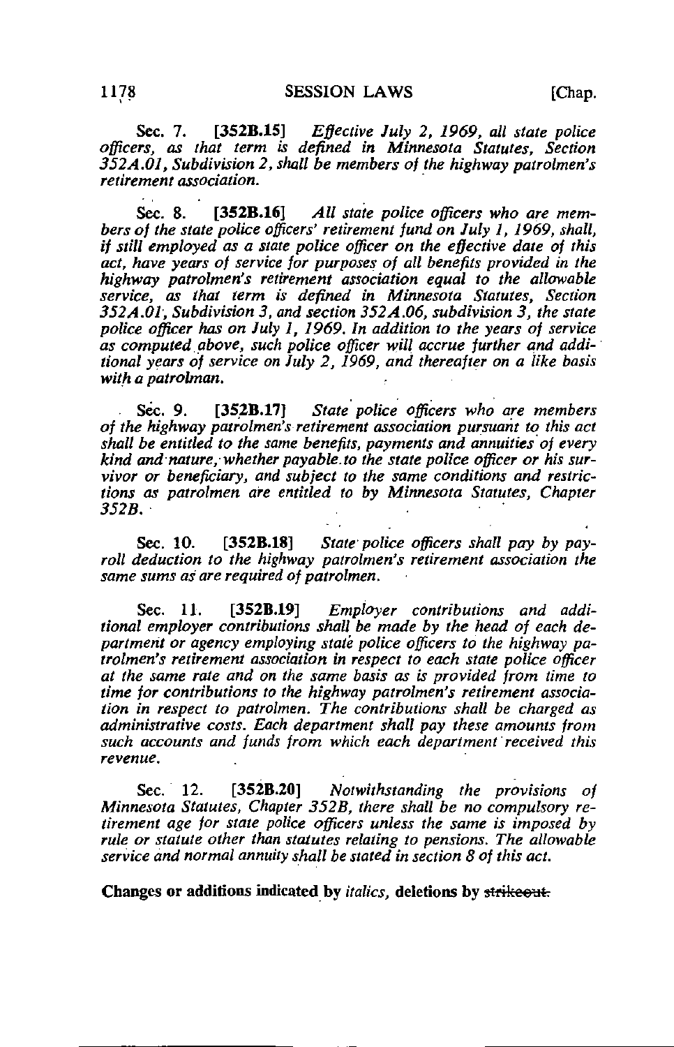Sec. 7. [352B.15] *Effective July 2, 1969, all state police officers, as that term is defined in Minnesota Statutes, Section 352A.01, Subdivision 2, shall be members of the highway patrolmen's retirement association.*

Sec. 8. [352B.16] *All state police officers who are members of the state police officers' retirement fund on July 1, 1969, shall, if still employed as a state police officer on the effective date of this act, have years of service for purposes of all benefits provided in the highway patrolmen's retirement association equal to the allowable service, as that term is defined in Minnesota Statutes, Section 352A.01, Subdivision 3, and section 352A.06, subdivision 3, the state police officer has on July 1, 1969. In addition to the years of service as computed above, such police officer will accrue further and additional years of service on July 2, 1969, and thereafter on a like basis with a patrolman.*

Sec. 9. [352B.17] *State police officers who are members of the highway patrolmen's retirement association pursuant to this act shall be entitled to the same benefits, payments and annuities of every kind and nature, whether payable to the state police officer or his survivor or beneficiary, and subject to the same conditions and restrictions as patrolmen are entitled to by Minnesota Statutes, Chapter 352B.*

Sec. 10. [352B.18] *State police officers shall pay by payroll deduction to the highway patrolmen's retirement association the same sums as are required of patrolmen.*

Sec. 11. [352B.19] *Employer contributions and additional employer contributions shall be made by the head of each department or agency employing state police officers to the highway patrolmen's retirement association in respect to each state police officer at the same rate and on the same basis as is provided from time to time for contributions to the highway patrolmen's retirement association in respect to patrolmen. The contributions shall be charged as administrative costs. Each department shall pay these amounts from such accounts and funds from which each department received this revenue.*

Sec. 12. [352B.20] *Notwithstanding the provisions of Minnesota Statutes, Chapter 352B, there shall be no compulsory retirement age for state police officers unless the same is imposed by rule or statute other than statutes relating to pensions. The allowable service and normal annuity shall be stated in section 8 of this act.*

**Changes or additions indicated by *italics*, deletions by ~~strikeout.~~**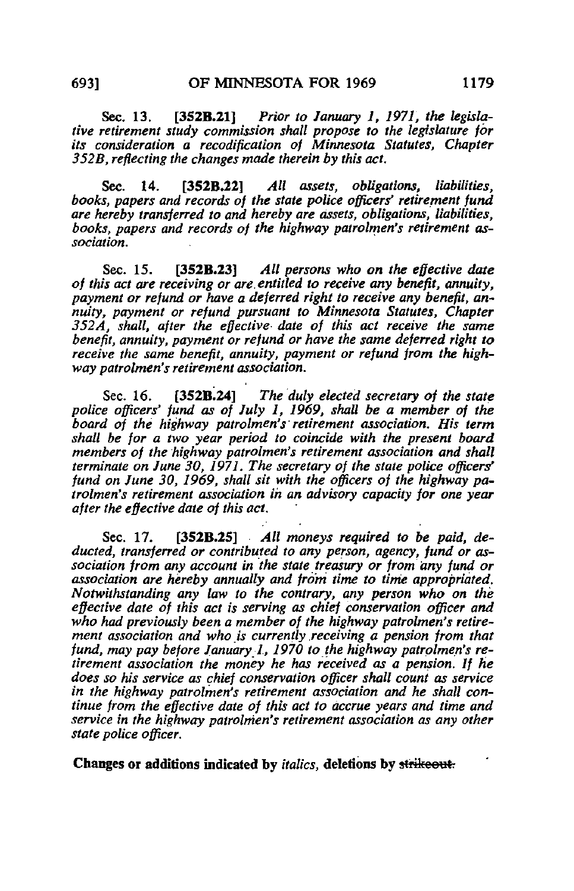Sec. 13. [352B.21] *Prior to January 1, 1971, the legislative retirement study commission shall propose to the legislature for its consideration a recodification of Minnesota Statutes, Chapter 352B, reflecting the changes made therein by this act.*

Sec. 14. [352B.22] *All assets, obligations, liabilities, books, papers and records of the state police officers' retirement fund are hereby transferred to and hereby are assets, obligations, liabilities, books, papers and records of the highway patrolmen's retirement association.*

Sec. 15. [352B.23] *All persons who on the effective date of this act are receiving or are entitled to receive any benefit, annuity, payment or refund or have a deferred right to receive any benefit, annuity, payment or refund pursuant to Minnesota Statutes, Chapter 352A, shall, after the effective date of this act receive the same benefit, annuity, payment or refund or have the same deferred right to receive the same benefit, annuity, payment or refund from the highway patrolmen's retirement association.*

Sec. 16. [352B.24] *The duly elected secretary of the state police officers' fund as of July 1, 1969, shall be a member of the board of the highway patrolmen's retirement association. His term shall be for a two year period to coincide with the present board members of the highway patrolmen's retirement association and shall terminate on June 30, 1971. The secretary of the state police officers' fund on June 30, 1969, shall sit with the officers of the highway patrolmen's retirement association in an advisory capacity for one year after the effective date of this act.*

Sec. 17. [352B.25] *All moneys required to be paid, deducted, transferred or contributed to any person, agency, fund or association from any account in the state treasury or from any fund or association are hereby annually and from time to time appropriated. Notwithstanding any law to the contrary, any person who on the effective date of this act is serving as chief conservation officer and who had previously been a member of the highway patrolmen's retirement association and who is currently receiving a pension from that fund, may pay before January 1, 1970 to the highway patrolmen's retirement association the money he has received as a pension. If he does so his service as chief conservation officer shall count as service in the highway patrolmen's retirement association and he shall continue from the effective date of this act to accrue years and time and service in the highway patrolmen's retirement association as any other state police officer.*

**Changes or additions indicated by** *italics*, **deletions by** ~~strikeout.~~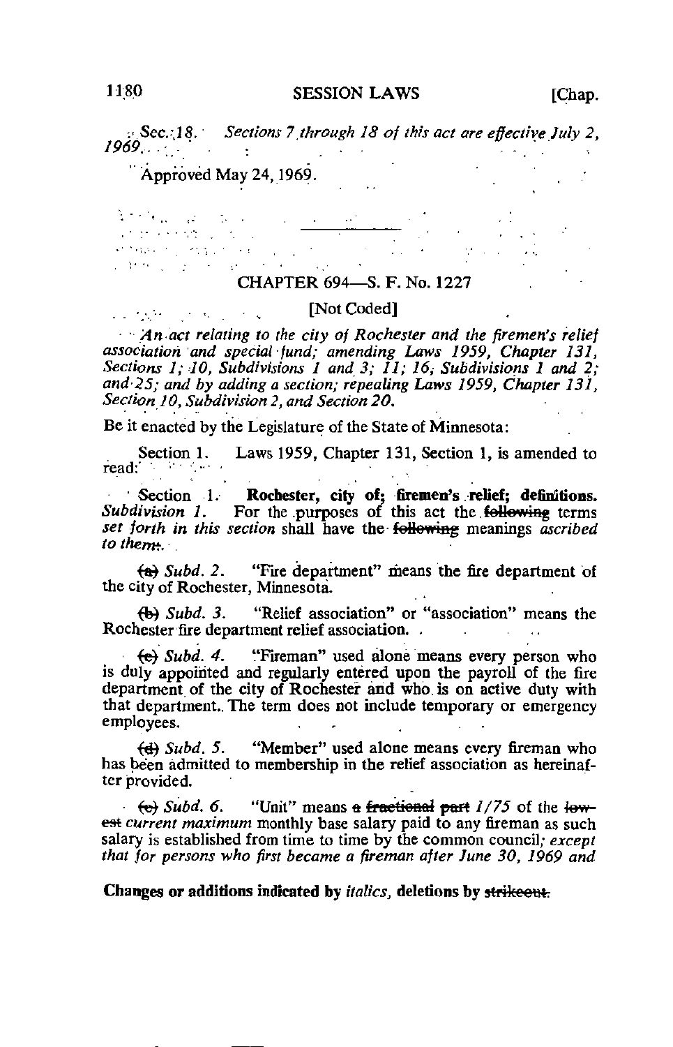*Sec. 18. Sections 7 through 18 of this act are effective July 2, 1969.*

Approved May 24, 1969.

---

## CHAPTER 694—S. F. No. 1227

[Not Coded]

*An act relating to the city of Rochester and the firemen's relief association and special fund; amending Laws 1959, Chapter 131, Sections 1; 10, Subdivisions 1 and 3; 11; 16, Subdivisions 1 and 2; and 25; and by adding a section; repealing Laws 1959, Chapter 131, Section 10, Subdivision 2, and Section 20.*

Be it enacted by the Legislature of the State of Minnesota:

Section 1. Laws 1959, Chapter 131, Section 1, is amended to read:

Section 1. **Rochester, city of; firemen's relief; definitions.** *Subdivision 1.* For the purposes of this act the ~~following~~ terms *set forth in this section* shall have the ~~following~~ meanings *ascribed to them*~~:~~.

~~(a)~~ *Subd. 2.* "Fire department" means the fire department of the city of Rochester, Minnesota.

~~(b)~~ *Subd. 3.* "Relief association" or "association" means the Rochester fire department relief association.

~~(c)~~ *Subd. 4.* "Fireman" used alone means every person who is duly appointed and regularly entered upon the payroll of the fire department of the city of Rochester and who is on active duty with that department. The term does not include temporary or emergency employees.

~~(d)~~ *Subd. 5.* "Member" used alone means every fireman who has been admitted to membership in the relief association as hereinafter provided.

~~(e)~~ *Subd. 6.* "Unit" means ~~a fractional part~~ *1/75* of the ~~lowest~~ *current maximum* monthly base salary paid to any fireman as such salary is established from time to time by the common council; *except that for persons who first became a fireman after June 30, 1969 and*

**Changes or additions indicated by** *italics*, **deletions by** ~~strikeout~~.